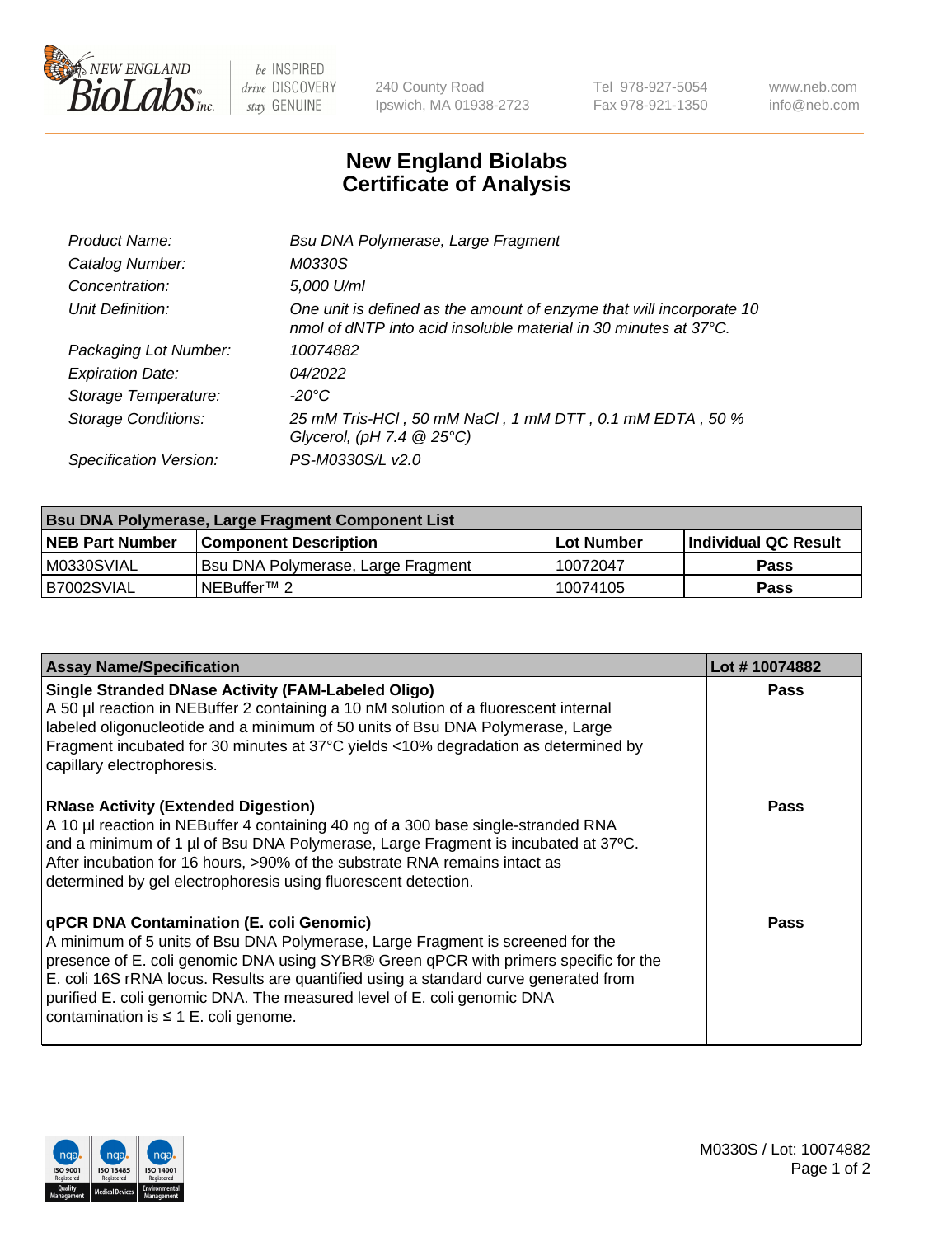# New England Biolabs
# Certificate of Analysis

| | |
|---|---|
| *Product Name:* | *Bsu DNA Polymerase, Large Fragment* |
| *Catalog Number:* | *M0330S* |
| *Concentration:* | *5,000 U/ml* |
| *Unit Definition:* | *One unit is defined as the amount of enzyme that will incorporate 10 nmol of dNTP into acid insoluble material in 30 minutes at 37°C.* |
| *Packaging Lot Number:* | *10074882* |
| *Expiration Date:* | *04/2022* |
| *Storage Temperature:* | *-20°C* |
| *Storage Conditions:* | *25 mM Tris-HCl , 50 mM NaCl , 1 mM DTT , 0.1 mM EDTA , 50 % Glycerol, (pH 7.4 @ 25°C)* |
| *Specification Version:* | *PS-M0330S/L v2.0* |

| Bsu DNA Polymerase, Large Fragment Component List | | | |
|---|---|---|---|
| **NEB Part Number** | **Component Description** | **Lot Number** | **Individual QC Result** |
| M0330SVIAL | Bsu DNA Polymerase, Large Fragment | 10072047 | **Pass** |
| B7002SVIAL | NEBuffer™ 2 | 10074105 | **Pass** |

| Assay Name/Specification | Lot # 10074882 |
|---|---|
| **Single Stranded DNase Activity (FAM-Labeled Oligo)**<br>A 50 µl reaction in NEBuffer 2 containing a 10 nM solution of a fluorescent internal labeled oligonucleotide and a minimum of 50 units of Bsu DNA Polymerase, Large Fragment incubated for 30 minutes at 37°C yields <10% degradation as determined by capillary electrophoresis. | **Pass** |
| **RNase Activity (Extended Digestion)**<br>A 10 µl reaction in NEBuffer 4 containing 40 ng of a 300 base single-stranded RNA and a minimum of 1 µl of Bsu DNA Polymerase, Large Fragment is incubated at 37ºC. After incubation for 16 hours, >90% of the substrate RNA remains intact as determined by gel electrophoresis using fluorescent detection. | **Pass** |
| **qPCR DNA Contamination (E. coli Genomic)**<br>A minimum of 5 units of Bsu DNA Polymerase, Large Fragment is screened for the presence of E. coli genomic DNA using SYBR® Green qPCR with primers specific for the E. coli 16S rRNA locus. Results are quantified using a standard curve generated from purified E. coli genomic DNA. The measured level of E. coli genomic DNA contamination is ≤ 1 E. coli genome. | **Pass** |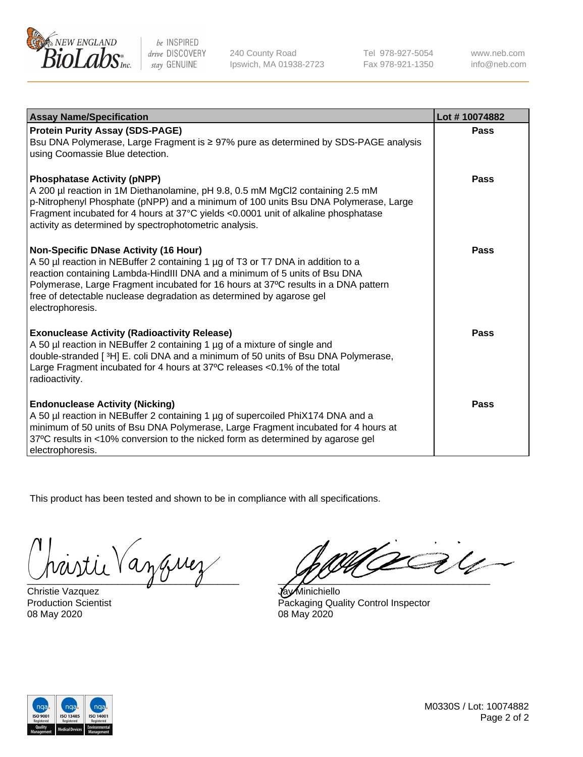| Assay Name/Specification | Lot # 10074882 |
| --- | --- |
| **Protein Purity Assay (SDS-PAGE)**<br>Bsu DNA Polymerase, Large Fragment is ≥ 97% pure as determined by SDS-PAGE analysis using Coomassie Blue detection. | **Pass** |
| **Phosphatase Activity (pNPP)**<br>A 200 µl reaction in 1M Diethanolamine, pH 9.8, 0.5 mM $MgCl_2$ containing 2.5 mM p-Nitrophenyl Phosphate (pNPP) and a minimum of 100 units Bsu DNA Polymerase, Large Fragment incubated for 4 hours at 37°C yields <0.0001 unit of alkaline phosphatase activity as determined by spectrophotometric analysis. | **Pass** |
| **Non-Specific DNase Activity (16 Hour)**<br>A 50 µl reaction in NEBuffer 2 containing 1 µg of T3 or T7 DNA in addition to a reaction containing Lambda-HindIII DNA and a minimum of 5 units of Bsu DNA Polymerase, Large Fragment incubated for 16 hours at 37ºC results in a DNA pattern free of detectable nuclease degradation as determined by agarose gel electrophoresis. | **Pass** |
| **Exonuclease Activity (Radioactivity Release)**<br>A 50 µl reaction in NEBuffer 2 containing 1 µg of a mixture of single and double-stranded [ $^3$H] E. coli DNA and a minimum of 50 units of Bsu DNA Polymerase, Large Fragment incubated for 4 hours at 37ºC releases <0.1% of the total radioactivity. | **Pass** |
| **Endonuclease Activity (Nicking)**<br>A 50 µl reaction in NEBuffer 2 containing 1 µg of supercoiled PhiX174 DNA and a minimum of 50 units of Bsu DNA Polymerase, Large Fragment incubated for 4 hours at 37ºC results in <10% conversion to the nicked form as determined by agarose gel electrophoresis. | **Pass** |

This product has been tested and shown to be in compliance with all specifications.

Christie Vazquez
Production Scientist
08 May 2020

Jay Minichiello
Packaging Quality Control Inspector
08 May 2020

M0330S / Lot: 10074882